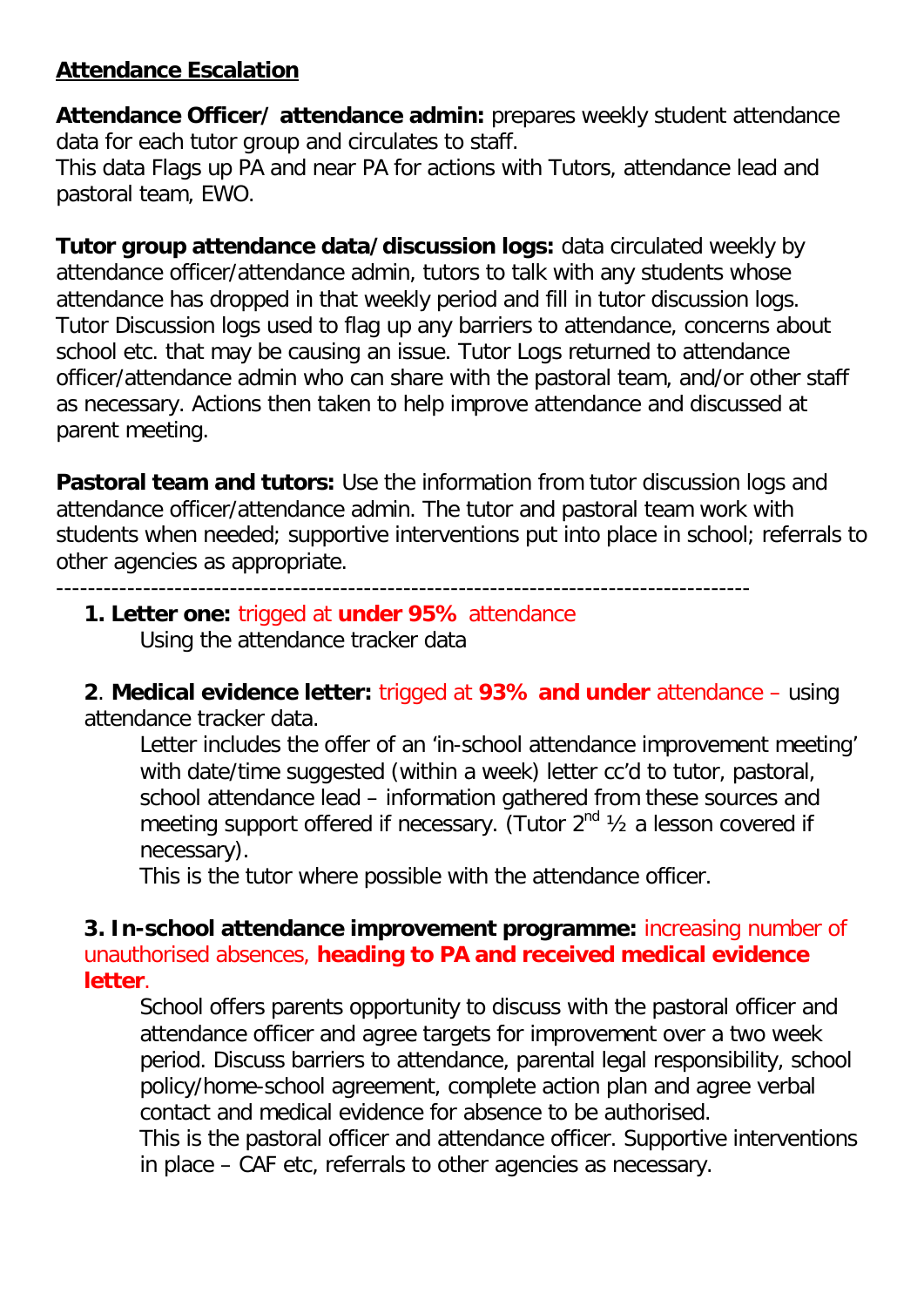## Attendance Escalation

**Attendance Officer/ attendance admin:** prepares weekly student attendance data for each tutor group and circulates to staff.
This data Flags up PA and near PA for actions with Tutors, attendance lead and pastoral team, EWO.

**Tutor group attendance data/discussion logs:** data circulated weekly by attendance officer/attendance admin, tutors to talk with any students whose attendance has dropped in that weekly period and fill in tutor discussion logs. Tutor Discussion logs used to flag up any barriers to attendance, concerns about school etc. that may be causing an issue. Tutor Logs returned to attendance officer/attendance admin who can share with the pastoral team, and/or other staff as necessary. Actions then taken to help improve attendance and discussed at parent meeting.

**Pastoral team and tutors:** Use the information from tutor discussion logs and attendance officer/attendance admin. The tutor and pastoral team work with students when needed; supportive interventions put into place in school; referrals to other agencies as appropriate.

---

1. **Letter one:** trigged at **under 95%** attendance
   Using the attendance tracker data

2. **Medical evidence letter:** trigged at **93% and under** attendance – using attendance tracker data.
   Letter includes the offer of an 'in-school attendance improvement meeting' with date/time suggested (within a week) letter cc'd to tutor, pastoral, school attendance lead – information gathered from these sources and meeting support offered if necessary. (Tutor 2nd ½ a lesson covered if necessary).
   This is the tutor where possible with the attendance officer.

3. **In-school attendance improvement programme:** increasing number of unauthorised absences, **heading to PA and received medical evidence letter**.
   School offers parents opportunity to discuss with the pastoral officer and attendance officer and agree targets for improvement over a two week period. Discuss barriers to attendance, parental legal responsibility, school policy/home-school agreement, complete action plan and agree verbal contact and medical evidence for absence to be authorised.
   This is the pastoral officer and attendance officer. Supportive interventions in place – CAF etc, referrals to other agencies as necessary.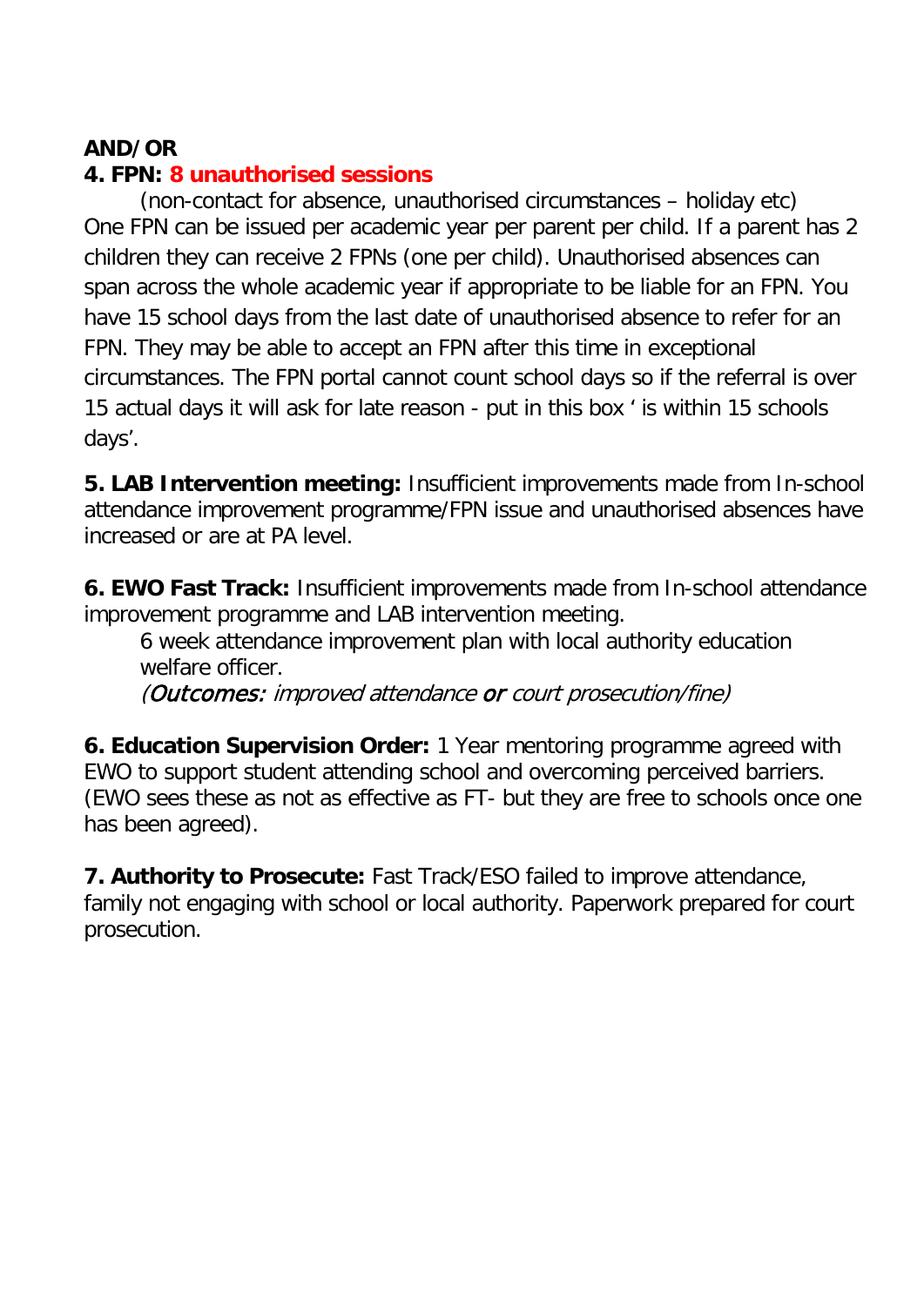**AND/OR**

**4. FPN: 8 unauthorised sessions**

(non-contact for absence, unauthorised circumstances – holiday etc)

One FPN can be issued per academic year per parent per child. If a parent has 2 children they can receive 2 FPNs (one per child). Unauthorised absences can span across the whole academic year if appropriate to be liable for an FPN. You have 15 school days from the last date of unauthorised absence to refer for an FPN. They may be able to accept an FPN after this time in exceptional circumstances. The FPN portal cannot count school days so if the referral is over 15 actual days it will ask for late reason - put in this box ' is within 15 schools days'.

**5. LAB Intervention meeting:** Insufficient improvements made from In-school attendance improvement programme/FPN issue and unauthorised absences have increased or are at PA level.

**6. EWO Fast Track:** Insufficient improvements made from In-school attendance improvement programme and LAB intervention meeting.

6 week attendance improvement plan with local authority education welfare officer.

*(**Outcomes:** improved attendance **or** court prosecution/fine)*

**6. Education Supervision Order:** 1 Year mentoring programme agreed with EWO to support student attending school and overcoming perceived barriers. (EWO sees these as not as effective as FT- but they are free to schools once one has been agreed).

**7. Authority to Prosecute:** Fast Track/ESO failed to improve attendance, family not engaging with school or local authority. Paperwork prepared for court prosecution.